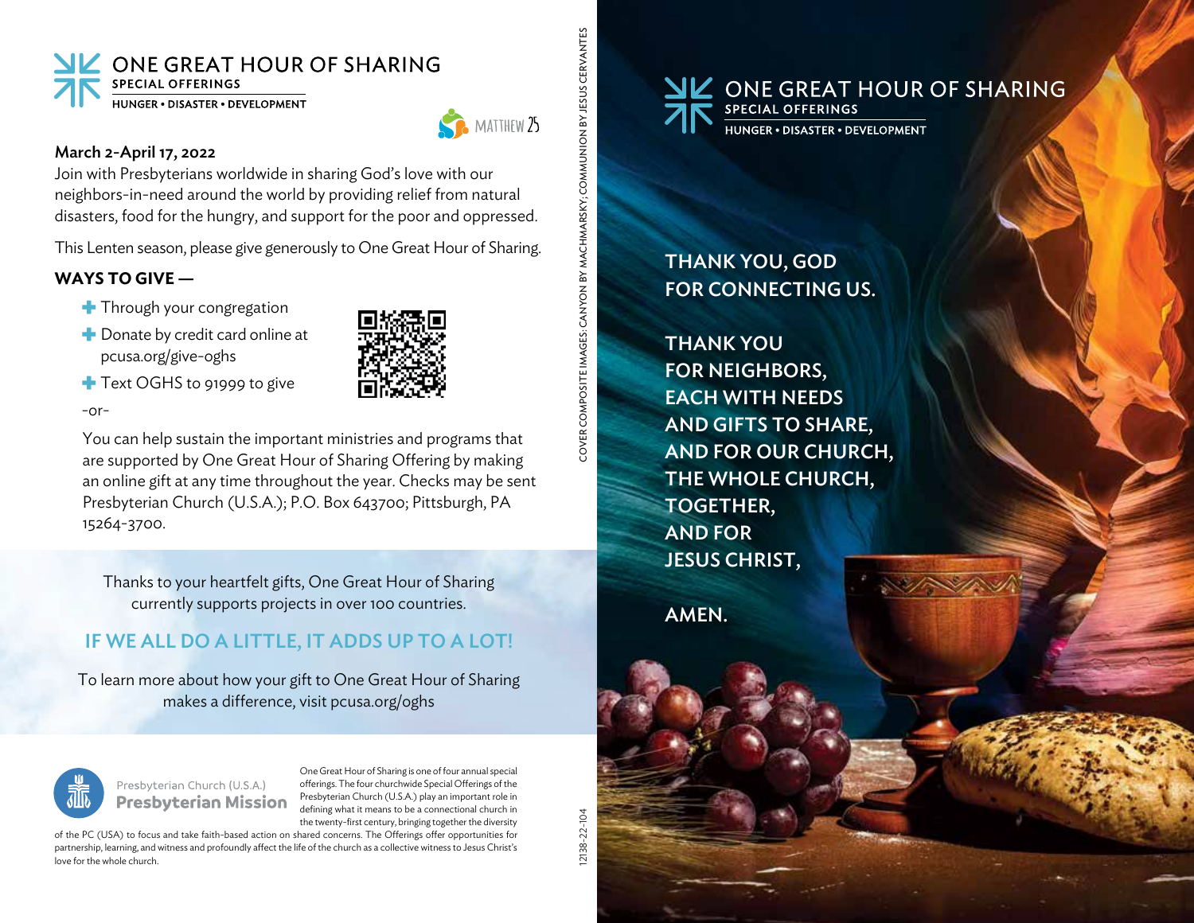# ONE GREAT HOUR OF SHARING

SPECIAL OFFERINGS

HUNGER • DISASTER • DEVELOPMENT

MATTHEW 25

**March 2-April 17, 2022**

Join with Presbyterians worldwide in sharing God's love with our neighbors-in-need around the world by providing relief from natural disasters, food for the hungry, and support for the poor and oppressed.

This Lenten season, please give generously to One Great Hour of Sharing.

**WAYS TO GIVE —**

- Through your congregation
- Donate by credit card online at pcusa.org/give-oghs
- Text OGHS to 91999 to give

-or-

You can help sustain the important ministries and programs that are supported by One Great Hour of Sharing Offering by making an online gift at any time throughout the year. Checks may be sent Presbyterian Church (U.S.A.); P.O. Box 643700; Pittsburgh, PA 15264-3700.

Thanks to your heartfelt gifts, One Great Hour of Sharing currently supports projects in over 100 countries.

## IF WE ALL DO A LITTLE, IT ADDS UP TO A LOT!

To learn more about how your gift to One Great Hour of Sharing makes a difference, visit pcusa.org/oghs

Presbyterian Church (U.S.A.)
**Presbyterian Mission**

One Great Hour of Sharing is one of four annual special offerings. The four churchwide Special Offerings of the Presbyterian Church (U.S.A.) play an important role in defining what it means to be a connectional church in the twenty-first century, bringing together the diversity of the PC (USA) to focus and take faith-based action on shared concerns. The Offerings offer opportunities for partnership, learning, and witness and profoundly affect the life of the church as a collective witness to Jesus Christ's love for the whole church.

COVER COMPOSITE IMAGES: CANYON BY MACHMARSKY; COMMUNION BY JESUS CERVANTES

12138-22-104

# ONE GREAT HOUR OF SHARING

SPECIAL OFFERINGS

HUNGER • DISASTER • DEVELOPMENT

**THANK YOU, GOD**
**FOR CONNECTING US.**

**THANK YOU**
**FOR NEIGHBORS,**
**EACH WITH NEEDS**
**AND GIFTS TO SHARE,**
**AND FOR OUR CHURCH,**
**THE WHOLE CHURCH,**
**TOGETHER,**
**AND FOR**
**JESUS CHRIST,**

**AMEN.**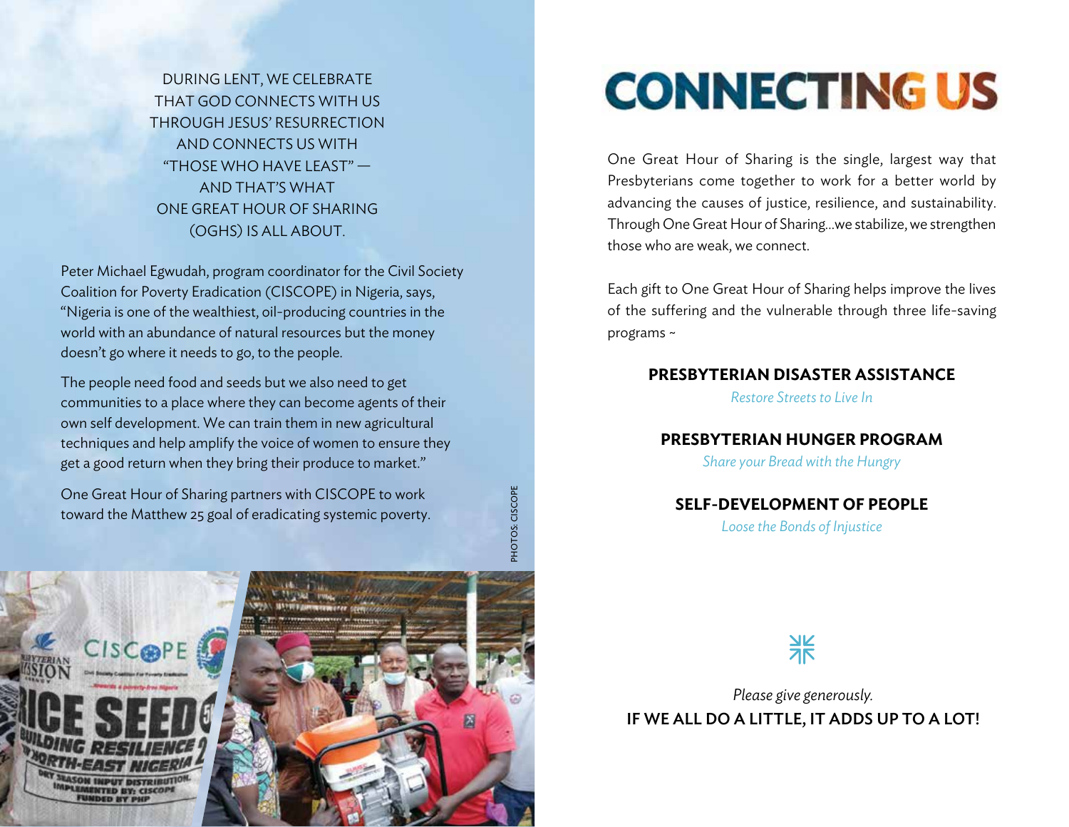DURING LENT, WE CELEBRATE THAT GOD CONNECTS WITH US THROUGH JESUS' RESURRECTION AND CONNECTS US WITH "THOSE WHO HAVE LEAST" — AND THAT'S WHAT ONE GREAT HOUR OF SHARING (OGHS) IS ALL ABOUT.

Peter Michael Egwudah, program coordinator for the Civil Society Coalition for Poverty Eradication (CISCOPE) in Nigeria, says, "Nigeria is one of the wealthiest, oil-producing countries in the world with an abundance of natural resources but the money doesn't go where it needs to go, to the people.

The people need food and seeds but we also need to get communities to a place where they can become agents of their own self development. We can train them in new agricultural techniques and help amplify the voice of women to ensure they get a good return when they bring their produce to market."

One Great Hour of Sharing partners with CISCOPE to work toward the Matthew 25 goal of eradicating systemic poverty.

PHOTOS: CISCOPE

# CONNECTING US

One Great Hour of Sharing is the single, largest way that Presbyterians come together to work for a better world by advancing the causes of justice, resilience, and sustainability. Through One Great Hour of Sharing...we stabilize, we strengthen those who are weak, we connect.

Each gift to One Great Hour of Sharing helps improve the lives of the suffering and the vulnerable through three life-saving programs ~

**PRESBYTERIAN DISASTER ASSISTANCE**

*Restore Streets to Live In*

**PRESBYTERIAN HUNGER PROGRAM**

*Share your Bread with the Hungry*

**SELF-DEVELOPMENT OF PEOPLE**

*Loose the Bonds of Injustice*

*Please give generously.*

**IF WE ALL DO A LITTLE, IT ADDS UP TO A LOT!**